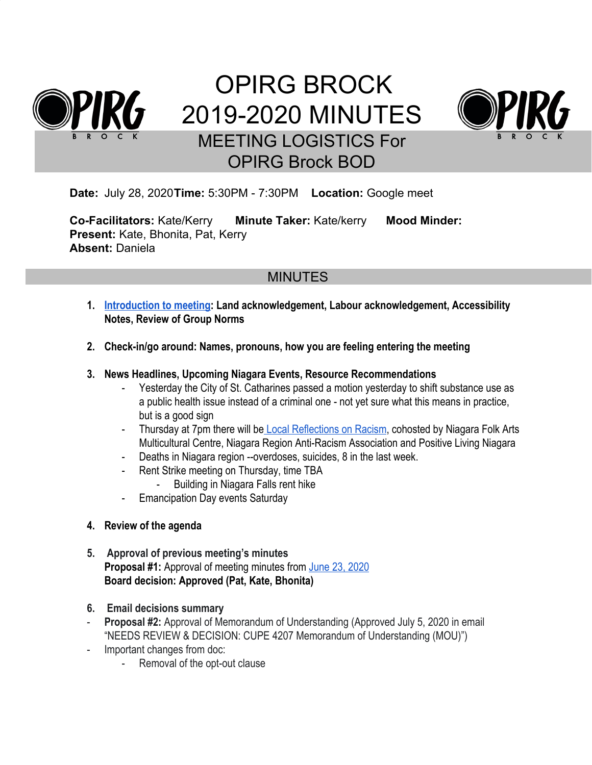# OPIRG BROCK 2019-2020 MINUTES

## MEETING LOGISTICS For OPIRG Brock BOD

**Date:** July 28, 2020**Time:** 5:30PM - 7:30PM **Location:** Google meet

**Co-Facilitators:** Kate/Kerry **Minute Taker:** Kate/kerry **Mood Minder:**
**Present:** Kate, Bhonita, Pat, Kerry
**Absent:** Daniela

## MINUTES

1. **Introduction to meeting: Land acknowledgement, Labour acknowledgement, Accessibility Notes, Review of Group Norms**

2. **Check-in/go around: Names, pronouns, how you are feeling entering the meeting**

3. **News Headlines, Upcoming Niagara Events, Resource Recommendations**
   - Yesterday the City of St. Catharines passed a motion yesterday to shift substance use as a public health issue instead of a criminal one - not yet sure what this means in practice, but is a good sign
   - Thursday at 7pm there will be Local Reflections on Racism, cohosted by Niagara Folk Arts Multicultural Centre, Niagara Region Anti-Racism Association and Positive Living Niagara
   - Deaths in Niagara region --overdoses, suicides, 8 in the last week.
   - Rent Strike meeting on Thursday, time TBA
     - Building in Niagara Falls rent hike
   - Emancipation Day events Saturday

4. **Review of the agenda**

5. **Approval of previous meeting's minutes**
   **Proposal #1:** Approval of meeting minutes from June 23, 2020
   **Board decision: Approved (Pat, Kate, Bhonita)**

6. **Email decisions summary**
- **Proposal #2:** Approval of Memorandum of Understanding (Approved July 5, 2020 in email "NEEDS REVIEW & DECISION: CUPE 4207 Memorandum of Understanding (MOU)")
- Important changes from doc:
  - Removal of the opt-out clause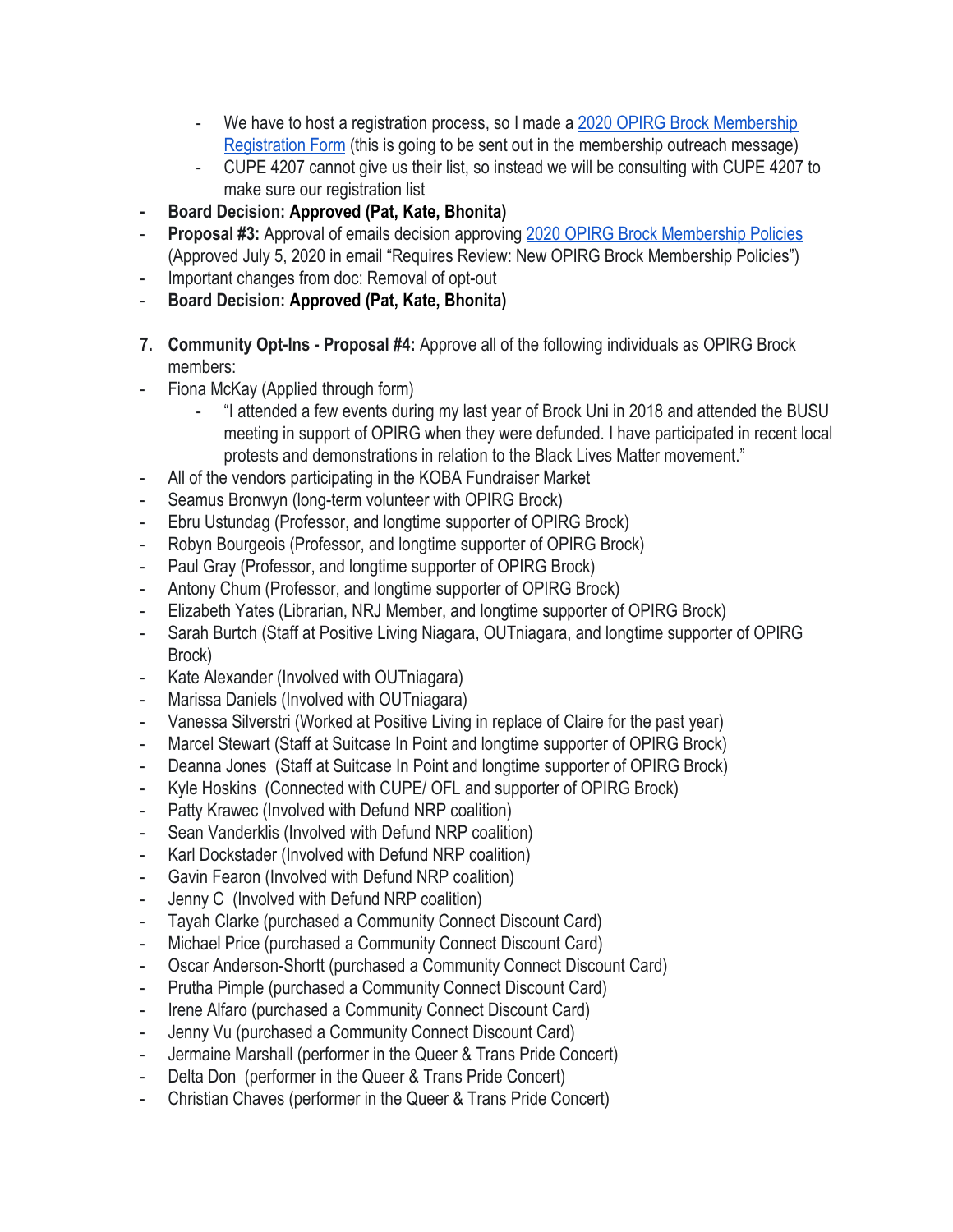- We have to host a registration process, so I made a [2020 OPIRG Brock Membership Registration Form] (this is going to be sent out in the membership outreach message)
    - CUPE 4207 cannot give us their list, so instead we will be consulting with CUPE 4207 to make sure our registration list
- **Board Decision: Approved (Pat, Kate, Bhonita)**
- **Proposal #3:** Approval of emails decision approving [2020 OPIRG Brock Membership Policies] (Approved July 5, 2020 in email "Requires Review: New OPIRG Brock Membership Policies")
- Important changes from doc: Removal of opt-out
- **Board Decision: Approved (Pat, Kate, Bhonita)**

7. **Community Opt-Ins - Proposal #4:** Approve all of the following individuals as OPIRG Brock members:

- Fiona McKay (Applied through form)
    - "I attended a few events during my last year of Brock Uni in 2018 and attended the BUSU meeting in support of OPIRG when they were defunded. I have participated in recent local protests and demonstrations in relation to the Black Lives Matter movement."
- All of the vendors participating in the KOBA Fundraiser Market
- Seamus Bronwyn (long-term volunteer with OPIRG Brock)
- Ebru Ustundag (Professor, and longtime supporter of OPIRG Brock)
- Robyn Bourgeois (Professor, and longtime supporter of OPIRG Brock)
- Paul Gray (Professor, and longtime supporter of OPIRG Brock)
- Antony Chum (Professor, and longtime supporter of OPIRG Brock)
- Elizabeth Yates (Librarian, NRJ Member, and longtime supporter of OPIRG Brock)
- Sarah Burtch (Staff at Positive Living Niagara, OUTniagara, and longtime supporter of OPIRG Brock)
- Kate Alexander (Involved with OUTniagara)
- Marissa Daniels (Involved with OUTniagara)
- Vanessa Silverstri (Worked at Positive Living in replace of Claire for the past year)
- Marcel Stewart (Staff at Suitcase In Point and longtime supporter of OPIRG Brock)
- Deanna Jones (Staff at Suitcase In Point and longtime supporter of OPIRG Brock)
- Kyle Hoskins (Connected with CUPE/ OFL and supporter of OPIRG Brock)
- Patty Krawec (Involved with Defund NRP coalition)
- Sean Vanderklis (Involved with Defund NRP coalition)
- Karl Dockstader (Involved with Defund NRP coalition)
- Gavin Fearon (Involved with Defund NRP coalition)
- Jenny C (Involved with Defund NRP coalition)
- Tayah Clarke (purchased a Community Connect Discount Card)
- Michael Price (purchased a Community Connect Discount Card)
- Oscar Anderson-Shortt (purchased a Community Connect Discount Card)
- Prutha Pimple (purchased a Community Connect Discount Card)
- Irene Alfaro (purchased a Community Connect Discount Card)
- Jenny Vu (purchased a Community Connect Discount Card)
- Jermaine Marshall (performer in the Queer & Trans Pride Concert)
- Delta Don (performer in the Queer & Trans Pride Concert)
- Christian Chaves (performer in the Queer & Trans Pride Concert)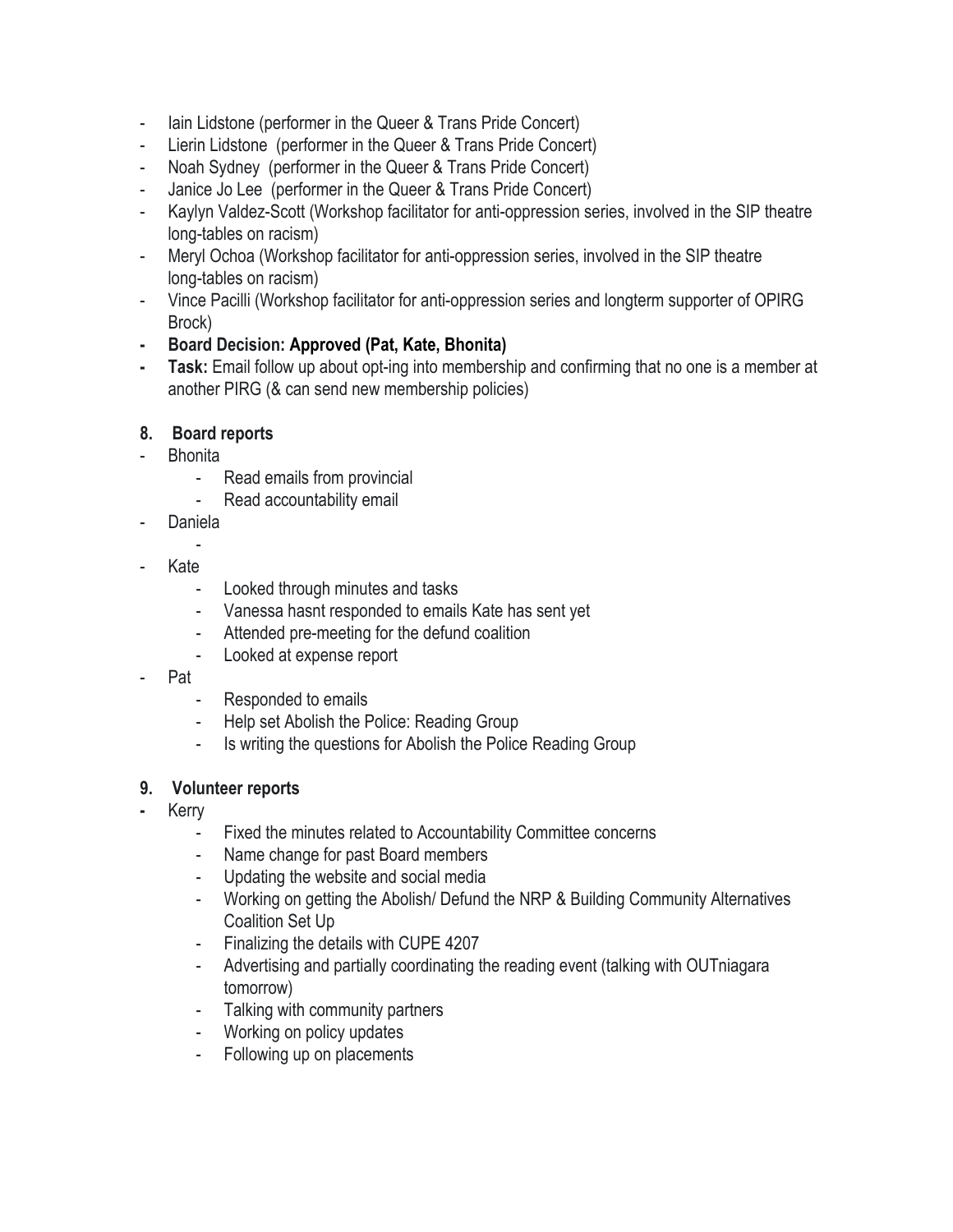- Iain Lidstone (performer in the Queer & Trans Pride Concert)
- Lierin Lidstone (performer in the Queer & Trans Pride Concert)
- Noah Sydney (performer in the Queer & Trans Pride Concert)
- Janice Jo Lee (performer in the Queer & Trans Pride Concert)
- Kaylyn Valdez-Scott (Workshop facilitator for anti-oppression series, involved in the SIP theatre long-tables on racism)
- Meryl Ochoa (Workshop facilitator for anti-oppression series, involved in the SIP theatre long-tables on racism)
- Vince Pacilli (Workshop facilitator for anti-oppression series and longterm supporter of OPIRG Brock)
- **Board Decision: Approved (Pat, Kate, Bhonita)**
- **Task:** Email follow up about opt-ing into membership and confirming that no one is a member at another PIRG (& can send new membership policies)

**8. Board reports**

- Bhonita
  - Read emails from provincial
  - Read accountability email
- Daniela
  -
- Kate
  - Looked through minutes and tasks
  - Vanessa hasnt responded to emails Kate has sent yet
  - Attended pre-meeting for the defund coalition
  - Looked at expense report
- Pat
  - Responded to emails
  - Help set Abolish the Police: Reading Group
  - Is writing the questions for Abolish the Police Reading Group

**9. Volunteer reports**

- Kerry
  - Fixed the minutes related to Accountability Committee concerns
  - Name change for past Board members
  - Updating the website and social media
  - Working on getting the Abolish/ Defund the NRP & Building Community Alternatives Coalition Set Up
  - Finalizing the details with CUPE 4207
  - Advertising and partially coordinating the reading event (talking with OUTniagara tomorrow)
  - Talking with community partners
  - Working on policy updates
  - Following up on placements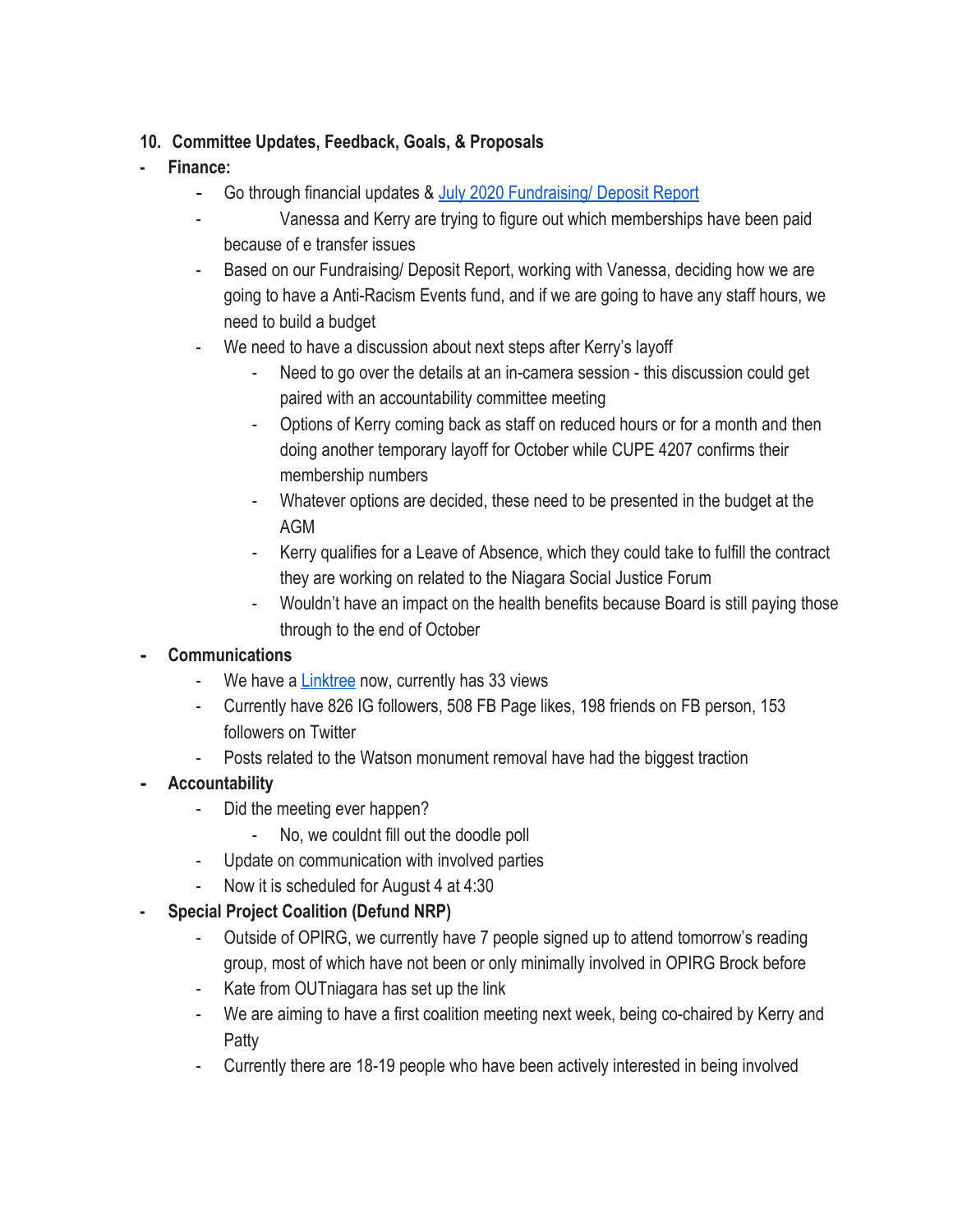**10. Committee Updates, Feedback, Goals, & Proposals**

- **Finance:**
    - Go through financial updates & July 2020 Fundraising/ Deposit Report
    - Vanessa and Kerry are trying to figure out which memberships have been paid because of e transfer issues
    - Based on our Fundraising/ Deposit Report, working with Vanessa, deciding how we are going to have a Anti-Racism Events fund, and if we are going to have any staff hours, we need to build a budget
    - We need to have a discussion about next steps after Kerry's layoff
        - Need to go over the details at an in-camera session - this discussion could get paired with an accountability committee meeting
        - Options of Kerry coming back as staff on reduced hours or for a month and then doing another temporary layoff for October while CUPE 4207 confirms their membership numbers
        - Whatever options are decided, these need to be presented in the budget at the AGM
        - Kerry qualifies for a Leave of Absence, which they could take to fulfill the contract they are working on related to the Niagara Social Justice Forum
        - Wouldn't have an impact on the health benefits because Board is still paying those through to the end of October
- **Communications**
    - We have a Linktree now, currently has 33 views
    - Currently have 826 IG followers, 508 FB Page likes, 198 friends on FB person, 153 followers on Twitter
    - Posts related to the Watson monument removal have had the biggest traction
- **Accountability**
    - Did the meeting ever happen?
        - No, we couldnt fill out the doodle poll
    - Update on communication with involved parties
    - Now it is scheduled for August 4 at 4:30
- **Special Project Coalition (Defund NRP)**
    - Outside of OPIRG, we currently have 7 people signed up to attend tomorrow's reading group, most of which have not been or only minimally involved in OPIRG Brock before
    - Kate from OUTniagara has set up the link
    - We are aiming to have a first coalition meeting next week, being co-chaired by Kerry and Patty
    - Currently there are 18-19 people who have been actively interested in being involved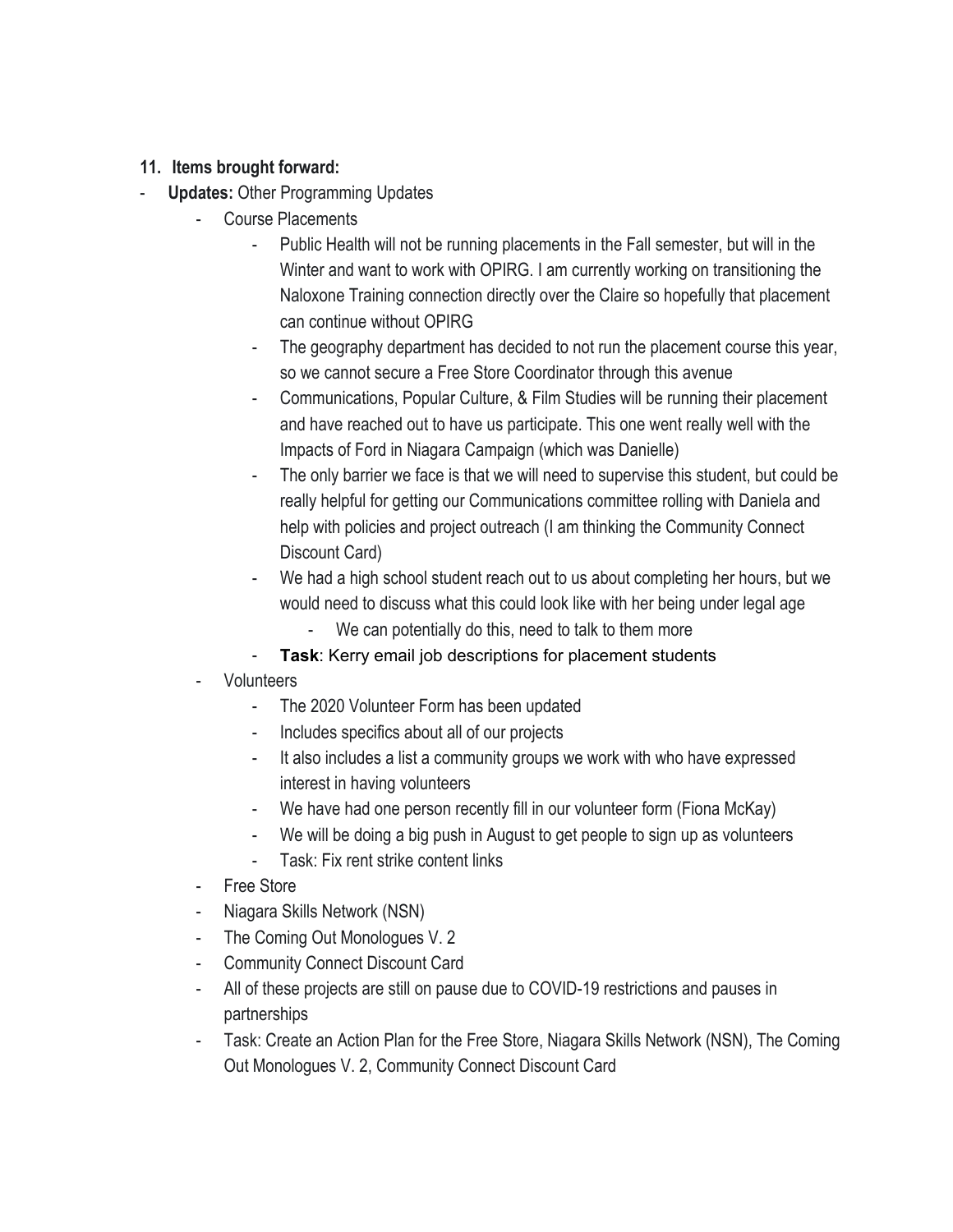11. **Items brought forward:**

- **Updates:** Other Programming Updates
  - Course Placements
    - Public Health will not be running placements in the Fall semester, but will in the Winter and want to work with OPIRG. I am currently working on transitioning the Naloxone Training connection directly over the Claire so hopefully that placement can continue without OPIRG
    - The geography department has decided to not run the placement course this year, so we cannot secure a Free Store Coordinator through this avenue
    - Communications, Popular Culture, & Film Studies will be running their placement and have reached out to have us participate. This one went really well with the Impacts of Ford in Niagara Campaign (which was Danielle)
    - The only barrier we face is that we will need to supervise this student, but could be really helpful for getting our Communications committee rolling with Daniela and help with policies and project outreach (I am thinking the Community Connect Discount Card)
    - We had a high school student reach out to us about completing her hours, but we would need to discuss what this could look like with her being under legal age
      - We can potentially do this, need to talk to them more
    - **Task**: Kerry email job descriptions for placement students
  - Volunteers
    - The 2020 Volunteer Form has been updated
    - Includes specifics about all of our projects
    - It also includes a list a community groups we work with who have expressed interest in having volunteers
    - We have had one person recently fill in our volunteer form (Fiona McKay)
    - We will be doing a big push in August to get people to sign up as volunteers
    - Task: Fix rent strike content links
  - Free Store
  - Niagara Skills Network (NSN)
  - The Coming Out Monologues V. 2
  - Community Connect Discount Card
  - All of these projects are still on pause due to COVID-19 restrictions and pauses in partnerships
  - Task: Create an Action Plan for the Free Store, Niagara Skills Network (NSN), The Coming Out Monologues V. 2, Community Connect Discount Card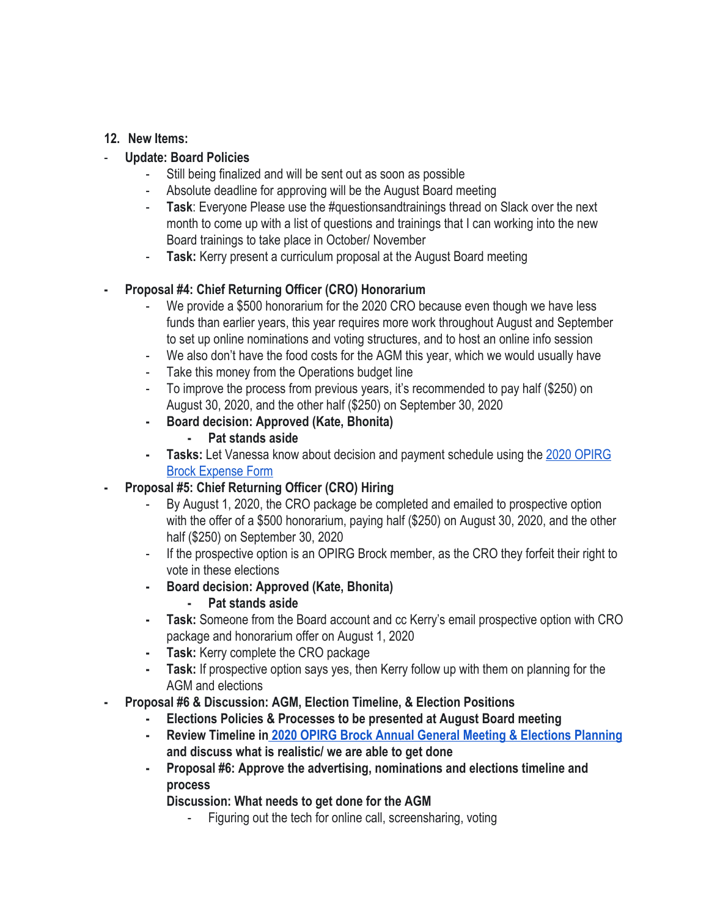12. **New Items:**

- **Update: Board Policies**
    - Still being finalized and will be sent out as soon as possible
    - Absolute deadline for approving will be the August Board meeting
    - **Task**: Everyone Please use the #questionsandtrainings thread on Slack over the next month to come up with a list of questions and trainings that I can working into the new Board trainings to take place in October/ November
    - **Task:** Kerry present a curriculum proposal at the August Board meeting

- **Proposal #4: Chief Returning Officer (CRO) Honorarium**
    - We provide a $500 honorarium for the 2020 CRO because even though we have less funds than earlier years, this year requires more work throughout August and September to set up online nominations and voting structures, and to host an online info session
    - We also don't have the food costs for the AGM this year, which we would usually have
    - Take this money from the Operations budget line
    - To improve the process from previous years, it's recommended to pay half ($250) on August 30, 2020, and the other half ($250) on September 30, 2020
    - **Board decision: Approved (Kate, Bhonita)**
        - **Pat stands aside**
    - **Tasks:** Let Vanessa know about decision and payment schedule using the [2020 OPIRG Brock Expense Form]
- **Proposal #5: Chief Returning Officer (CRO) Hiring**
    - By August 1, 2020, the CRO package be completed and emailed to prospective option with the offer of a $500 honorarium, paying half ($250) on August 30, 2020, and the other half ($250) on September 30, 2020
    - If the prospective option is an OPIRG Brock member, as the CRO they forfeit their right to vote in these elections
    - **Board decision: Approved (Kate, Bhonita)**
        - **Pat stands aside**
    - **Task:** Someone from the Board account and cc Kerry's email prospective option with CRO package and honorarium offer on August 1, 2020
    - **Task:** Kerry complete the CRO package
    - **Task:** If prospective option says yes, then Kerry follow up with them on planning for the AGM and elections
- **Proposal #6 & Discussion: AGM, Election Timeline, & Election Positions**
    - **Elections Policies & Processes to be presented at August Board meeting**
    - **Review Timeline in [2020 OPIRG Brock Annual General Meeting & Elections Planning] and discuss what is realistic/ we are able to get done**
    - **Proposal #6: Approve the advertising, nominations and elections timeline and process**

      **Discussion: What needs to get done for the AGM**
        - Figuring out the tech for online call, screensharing, voting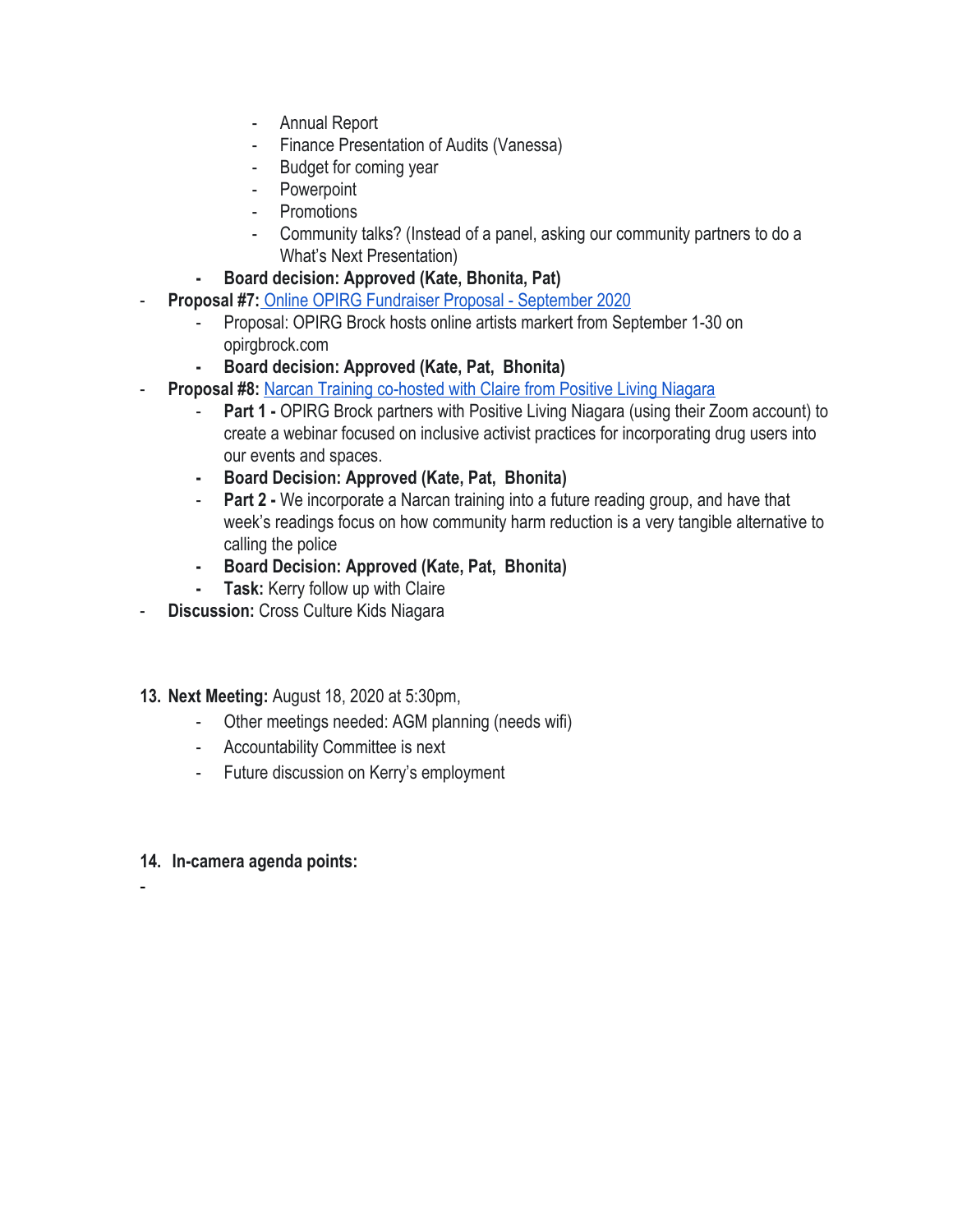- Annual Report
        - Finance Presentation of Audits (Vanessa)
        - Budget for coming year
        - Powerpoint
        - Promotions
        - Community talks? (Instead of a panel, asking our community partners to do a What's Next Presentation)
    - **Board decision: Approved (Kate, Bhonita, Pat)**
- **Proposal #7:** Online OPIRG Fundraiser Proposal - September 2020
    - Proposal: OPIRG Brock hosts online artists markert from September 1-30 on opirgbrock.com
    - **Board decision: Approved (Kate, Pat, Bhonita)**
- **Proposal #8:** Narcan Training co-hosted with Claire from Positive Living Niagara
    - **Part 1 -** OPIRG Brock partners with Positive Living Niagara (using their Zoom account) to create a webinar focused on inclusive activist practices for incorporating drug users into our events and spaces.
    - **Board Decision: Approved (Kate, Pat, Bhonita)**
    - **Part 2 -** We incorporate a Narcan training into a future reading group, and have that week's readings focus on how community harm reduction is a very tangible alternative to calling the police
    - **Board Decision: Approved (Kate, Pat, Bhonita)**
    - **Task:** Kerry follow up with Claire
- **Discussion:** Cross Culture Kids Niagara

13. **Next Meeting:** August 18, 2020 at 5:30pm,
    - Other meetings needed: AGM planning (needs wifi)
    - Accountability Committee is next
    - Future discussion on Kerry's employment

14. **In-camera agenda points:**

-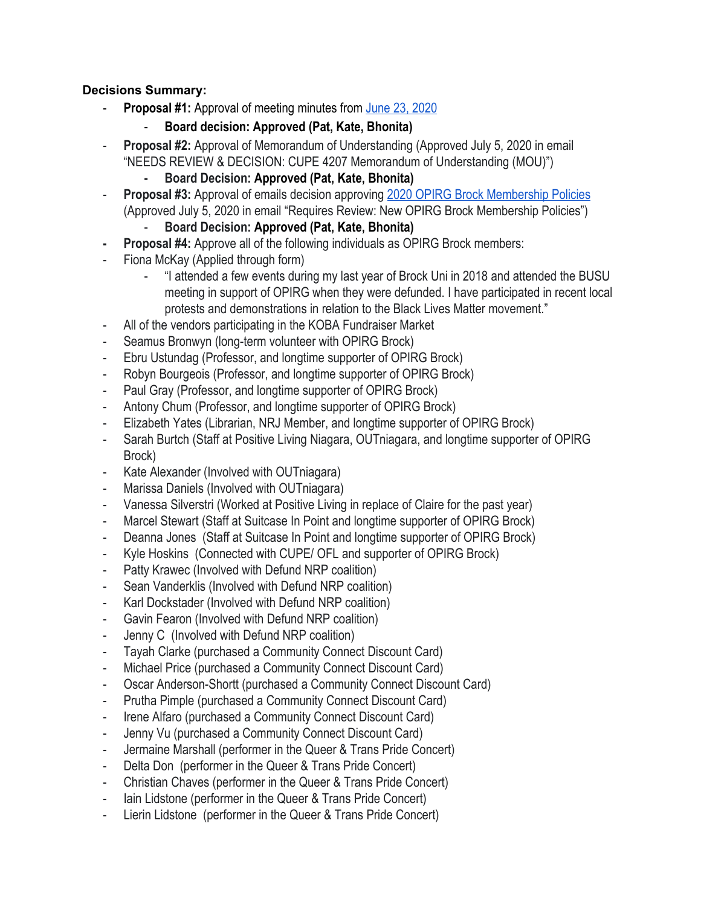**Decisions Summary:**

- **Proposal #1:** Approval of meeting minutes from [June 23, 2020]
    - **Board decision: Approved (Pat, Kate, Bhonita)**
- **Proposal #2:** Approval of Memorandum of Understanding (Approved July 5, 2020 in email "NEEDS REVIEW & DECISION: CUPE 4207 Memorandum of Understanding (MOU)")
    - **Board Decision: Approved (Pat, Kate, Bhonita)**
- **Proposal #3:** Approval of emails decision approving [2020 OPIRG Brock Membership Policies] (Approved July 5, 2020 in email "Requires Review: New OPIRG Brock Membership Policies")
    - **Board Decision: Approved (Pat, Kate, Bhonita)**
- **Proposal #4:** Approve all of the following individuals as OPIRG Brock members:
- Fiona McKay (Applied through form)
    - "I attended a few events during my last year of Brock Uni in 2018 and attended the BUSU meeting in support of OPIRG when they were defunded. I have participated in recent local protests and demonstrations in relation to the Black Lives Matter movement."
- All of the vendors participating in the KOBA Fundraiser Market
- Seamus Bronwyn (long-term volunteer with OPIRG Brock)
- Ebru Ustundag (Professor, and longtime supporter of OPIRG Brock)
- Robyn Bourgeois (Professor, and longtime supporter of OPIRG Brock)
- Paul Gray (Professor, and longtime supporter of OPIRG Brock)
- Antony Chum (Professor, and longtime supporter of OPIRG Brock)
- Elizabeth Yates (Librarian, NRJ Member, and longtime supporter of OPIRG Brock)
- Sarah Burtch (Staff at Positive Living Niagara, OUTniagara, and longtime supporter of OPIRG Brock)
- Kate Alexander (Involved with OUTniagara)
- Marissa Daniels (Involved with OUTniagara)
- Vanessa Silverstri (Worked at Positive Living in replace of Claire for the past year)
- Marcel Stewart (Staff at Suitcase In Point and longtime supporter of OPIRG Brock)
- Deanna Jones (Staff at Suitcase In Point and longtime supporter of OPIRG Brock)
- Kyle Hoskins (Connected with CUPE/ OFL and supporter of OPIRG Brock)
- Patty Krawec (Involved with Defund NRP coalition)
- Sean Vanderklis (Involved with Defund NRP coalition)
- Karl Dockstader (Involved with Defund NRP coalition)
- Gavin Fearon (Involved with Defund NRP coalition)
- Jenny C (Involved with Defund NRP coalition)
- Tayah Clarke (purchased a Community Connect Discount Card)
- Michael Price (purchased a Community Connect Discount Card)
- Oscar Anderson-Shortt (purchased a Community Connect Discount Card)
- Prutha Pimple (purchased a Community Connect Discount Card)
- Irene Alfaro (purchased a Community Connect Discount Card)
- Jenny Vu (purchased a Community Connect Discount Card)
- Jermaine Marshall (performer in the Queer & Trans Pride Concert)
- Delta Don (performer in the Queer & Trans Pride Concert)
- Christian Chaves (performer in the Queer & Trans Pride Concert)
- Iain Lidstone (performer in the Queer & Trans Pride Concert)
- Lierin Lidstone (performer in the Queer & Trans Pride Concert)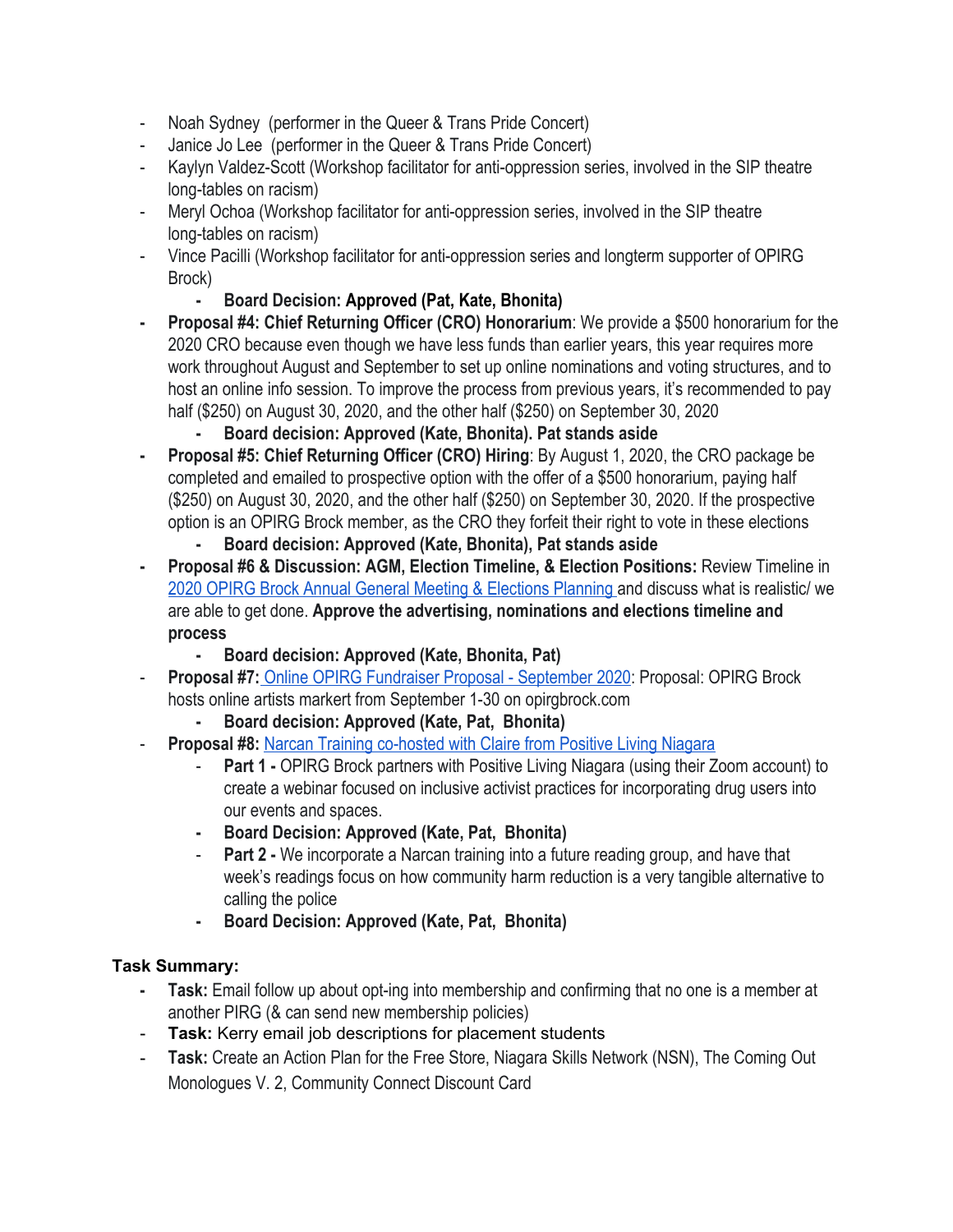- Noah Sydney (performer in the Queer & Trans Pride Concert)
- Janice Jo Lee (performer in the Queer & Trans Pride Concert)
- Kaylyn Valdez-Scott (Workshop facilitator for anti-oppression series, involved in the SIP theatre long-tables on racism)
- Meryl Ochoa (Workshop facilitator for anti-oppression series, involved in the SIP theatre long-tables on racism)
- Vince Pacilli (Workshop facilitator for anti-oppression series and longterm supporter of OPIRG Brock)
    - **Board Decision: Approved (Pat, Kate, Bhonita)**
- **Proposal #4: Chief Returning Officer (CRO) Honorarium**: We provide a $500 honorarium for the 2020 CRO because even though we have less funds than earlier years, this year requires more work throughout August and September to set up online nominations and voting structures, and to host an online info session. To improve the process from previous years, it's recommended to pay half ($250) on August 30, 2020, and the other half ($250) on September 30, 2020
    - **Board decision: Approved (Kate, Bhonita). Pat stands aside**
- **Proposal #5: Chief Returning Officer (CRO) Hiring**: By August 1, 2020, the CRO package be completed and emailed to prospective option with the offer of a $500 honorarium, paying half ($250) on August 30, 2020, and the other half ($250) on September 30, 2020. If the prospective option is an OPIRG Brock member, as the CRO they forfeit their right to vote in these elections
    - **Board decision: Approved (Kate, Bhonita), Pat stands aside**
- **Proposal #6 & Discussion: AGM, Election Timeline, & Election Positions:** Review Timeline in 2020 OPIRG Brock Annual General Meeting & Elections Planning and discuss what is realistic/ we are able to get done. **Approve the advertising, nominations and elections timeline and process**
    - **Board decision: Approved (Kate, Bhonita, Pat)**
- **Proposal #7:** Online OPIRG Fundraiser Proposal - September 2020: Proposal: OPIRG Brock hosts online artists markert from September 1-30 on opirgbrock.com
    - **Board decision: Approved (Kate, Pat, Bhonita)**
- **Proposal #8:** Narcan Training co-hosted with Claire from Positive Living Niagara
    - **Part 1 -** OPIRG Brock partners with Positive Living Niagara (using their Zoom account) to create a webinar focused on inclusive activist practices for incorporating drug users into our events and spaces.
    - **Board Decision: Approved (Kate, Pat, Bhonita)**
    - **Part 2 -** We incorporate a Narcan training into a future reading group, and have that week's readings focus on how community harm reduction is a very tangible alternative to calling the police
    - **Board Decision: Approved (Kate, Pat, Bhonita)**

**Task Summary:**

- **Task:** Email follow up about opt-ing into membership and confirming that no one is a member at another PIRG (& can send new membership policies)
- **Task:** Kerry email job descriptions for placement students
- **Task:** Create an Action Plan for the Free Store, Niagara Skills Network (NSN), The Coming Out Monologues V. 2, Community Connect Discount Card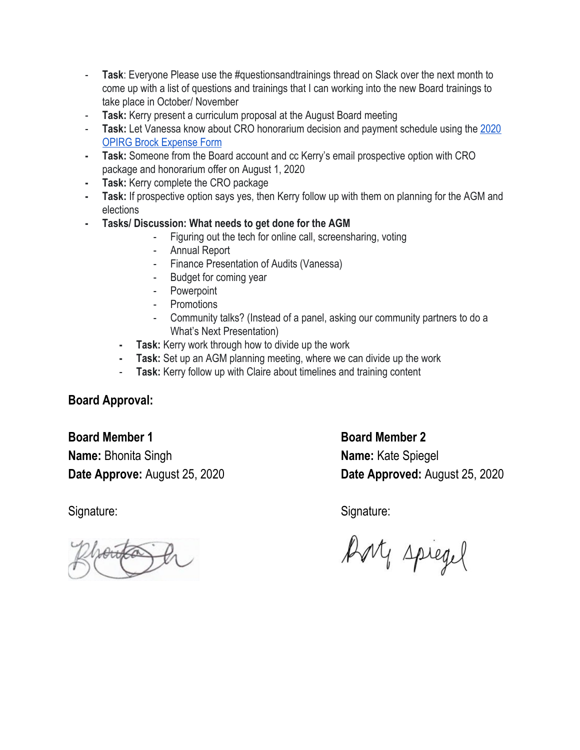- **Task**: Everyone Please use the #questionsandtrainings thread on Slack over the next month to come up with a list of questions and trainings that I can working into the new Board trainings to take place in October/ November
- **Task:** Kerry present a curriculum proposal at the August Board meeting
- **Task:** Let Vanessa know about CRO honorarium decision and payment schedule using the [2020 OPIRG Brock Expense Form]()
- **Task:** Someone from the Board account and cc Kerry's email prospective option with CRO package and honorarium offer on August 1, 2020
- **Task:** Kerry complete the CRO package
- **Task:** If prospective option says yes, then Kerry follow up with them on planning for the AGM and elections
- **Tasks/ Discussion: What needs to get done for the AGM**
    - Figuring out the tech for online call, screensharing, voting
    - Annual Report
    - Finance Presentation of Audits (Vanessa)
    - Budget for coming year
    - Powerpoint
    - Promotions
    - Community talks? (Instead of a panel, asking our community partners to do a What's Next Presentation)
  - **Task:** Kerry work through how to divide up the work
  - **Task:** Set up an AGM planning meeting, where we can divide up the work
  - **Task:** Kerry follow up with Claire about timelines and training content

**Board Approval:**

**Board Member 1**
**Name:** Bhonita Singh
**Date Approve:** August 25, 2020

Signature:

**Board Member 2**
**Name:** Kate Spiegel
**Date Approved:** August 25, 2020

Signature: